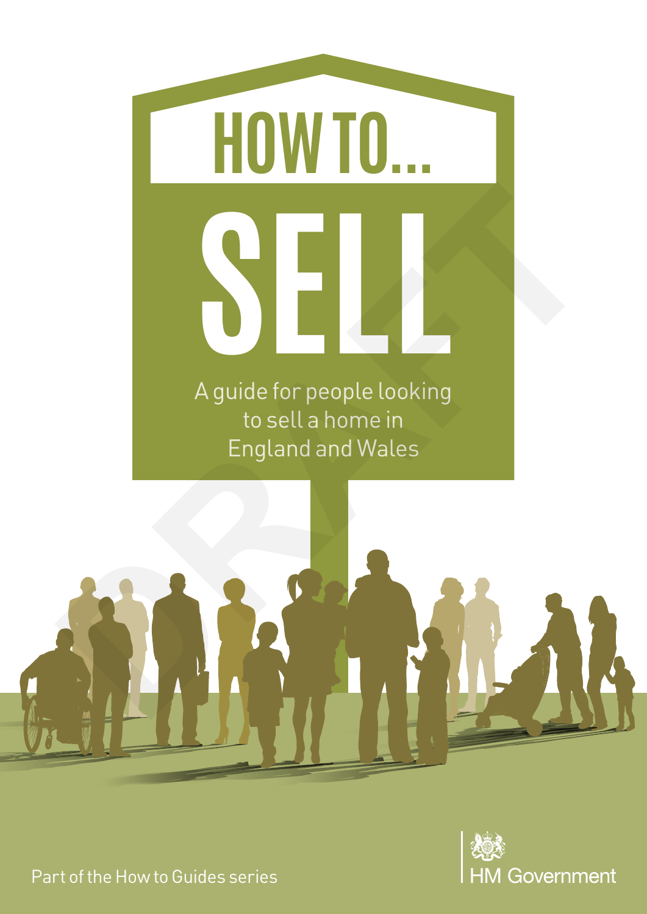# HOW TO...

# SELL

A guide for people looking to sell a home in England and Wales

Part of the How to Guides series

HM Government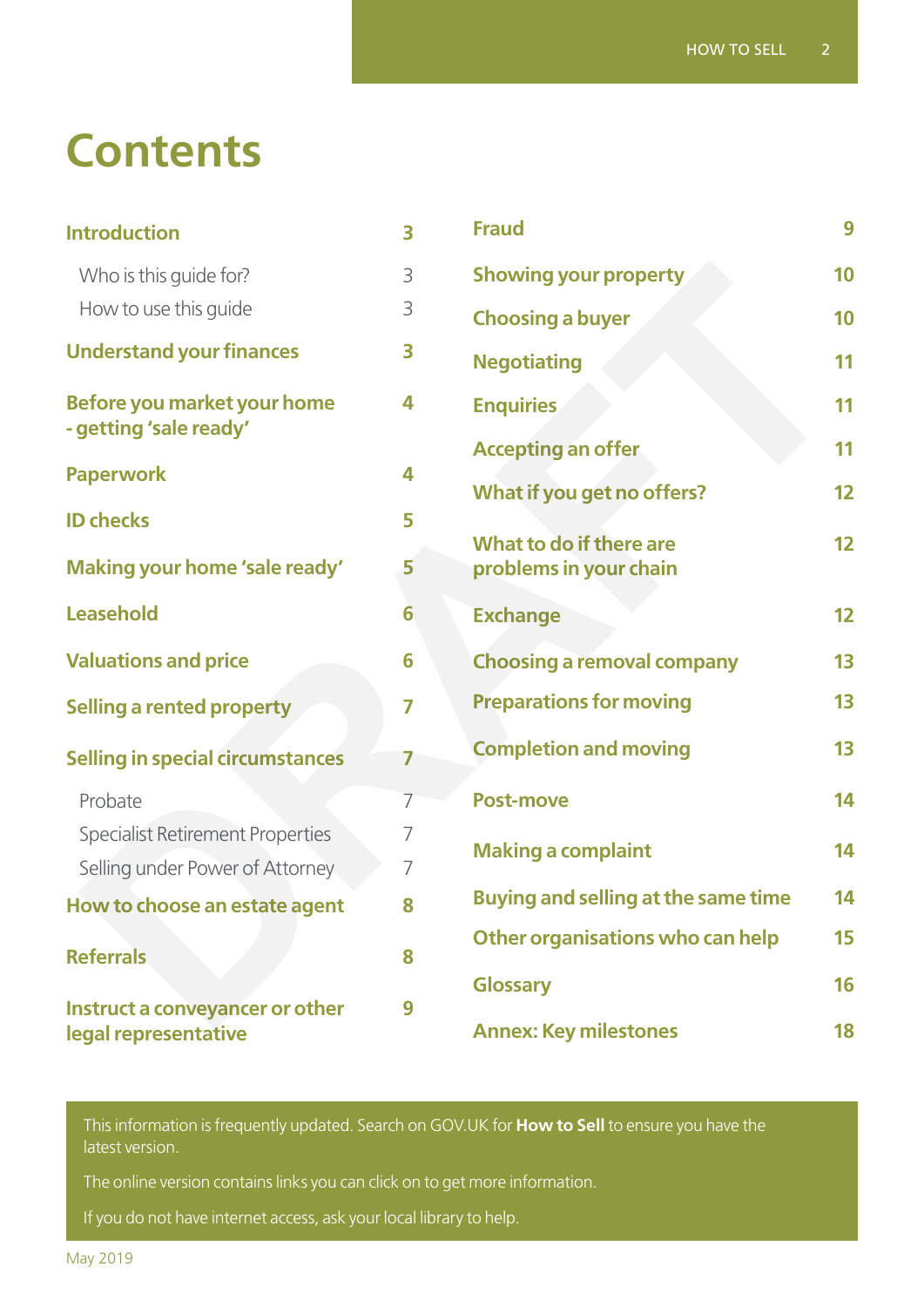# Contents

| | |
|---|---|
| **Introduction** | **3** |
| Who is this guide for? | 3 |
| How to use this guide | 3 |
| **Understand your finances** | **3** |
| **Before you market your home - getting 'sale ready'** | **4** |
| **Paperwork** | **4** |
| **ID checks** | **5** |
| **Making your home 'sale ready'** | **5** |
| **Leasehold** | **6** |
| **Valuations and price** | **6** |
| **Selling a rented property** | **7** |
| **Selling in special circumstances** | **7** |
| Probate | 7 |
| Specialist Retirement Properties | 7 |
| Selling under Power of Attorney | 7 |
| **How to choose an estate agent** | **8** |
| **Referrals** | **8** |
| **Instruct a conveyancer or other legal representative** | **9** |
| **Fraud** | **9** |
| **Showing your property** | **10** |
| **Choosing a buyer** | **10** |
| **Negotiating** | **11** |
| **Enquiries** | **11** |
| **Accepting an offer** | **11** |
| **What if you get no offers?** | **12** |
| **What to do if there are problems in your chain** | **12** |
| **Exchange** | **12** |
| **Choosing a removal company** | **13** |
| **Preparations for moving** | **13** |
| **Completion and moving** | **13** |
| **Post-move** | **14** |
| **Making a complaint** | **14** |
| **Buying and selling at the same time** | **14** |
| **Other organisations who can help** | **15** |
| **Glossary** | **16** |
| **Annex: Key milestones** | **18** |

This information is frequently updated. Search on GOV.UK for **How to Sell** to ensure you have the latest version.

The online version contains links you can click on to get more information.

If you do not have internet access, ask your local library to help.

May 2019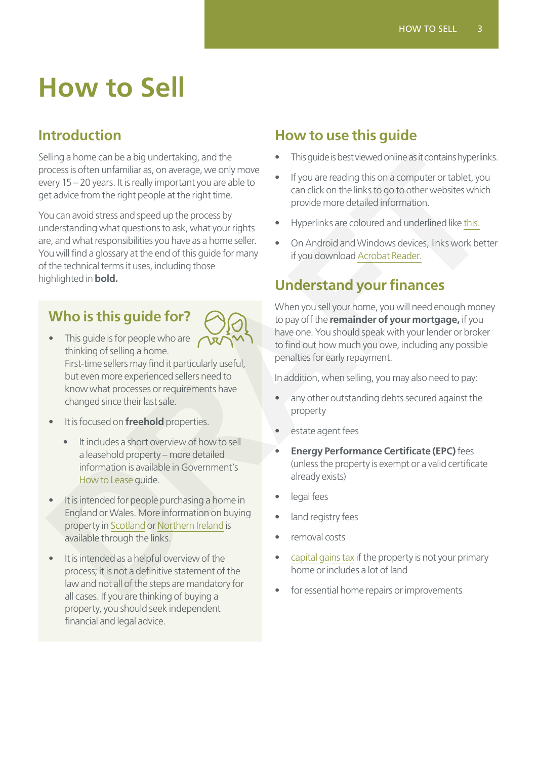# How to Sell

## Introduction

Selling a home can be a big undertaking, and the process is often unfamiliar as, on average, we only move every 15 – 20 years. It is really important you are able to get advice from the right people at the right time.

You can avoid stress and speed up the process by understanding what questions to ask, what your rights are, and what responsibilities you have as a home seller. You will find a glossary at the end of this guide for many of the technical terms it uses, including those highlighted in **bold.**

## Who is this guide for?

- This guide is for people who are thinking of selling a home. First-time sellers may find it particularly useful, but even more experienced sellers need to know what processes or requirements have changed since their last sale.
- It is focused on **freehold** properties.
  - It includes a short overview of how to sell a leasehold property – more detailed information is available in Government's How to Lease guide.
- It is intended for people purchasing a home in England or Wales. More information on buying property in Scotland or Northern Ireland is available through the links.
- It is intended as a helpful overview of the process; it is not a definitive statement of the law and not all of the steps are mandatory for all cases. If you are thinking of buying a property, you should seek independent financial and legal advice.

## How to use this guide

- This guide is best viewed online as it contains hyperlinks.
- If you are reading this on a computer or tablet, you can click on the links to go to other websites which provide more detailed information.
- Hyperlinks are coloured and underlined like this.
- On Android and Windows devices, links work better if you download Acrobat Reader.

## Understand your finances

When you sell your home, you will need enough money to pay off the **remainder of your mortgage,** if you have one. You should speak with your lender or broker to find out how much you owe, including any possible penalties for early repayment.

In addition, when selling, you may also need to pay:

- any other outstanding debts secured against the property
- estate agent fees
- **Energy Performance Certificate (EPC)** fees (unless the property is exempt or a valid certificate already exists)
- legal fees
- land registry fees
- removal costs
- capital gains tax if the property is not your primary home or includes a lot of land
- for essential home repairs or improvements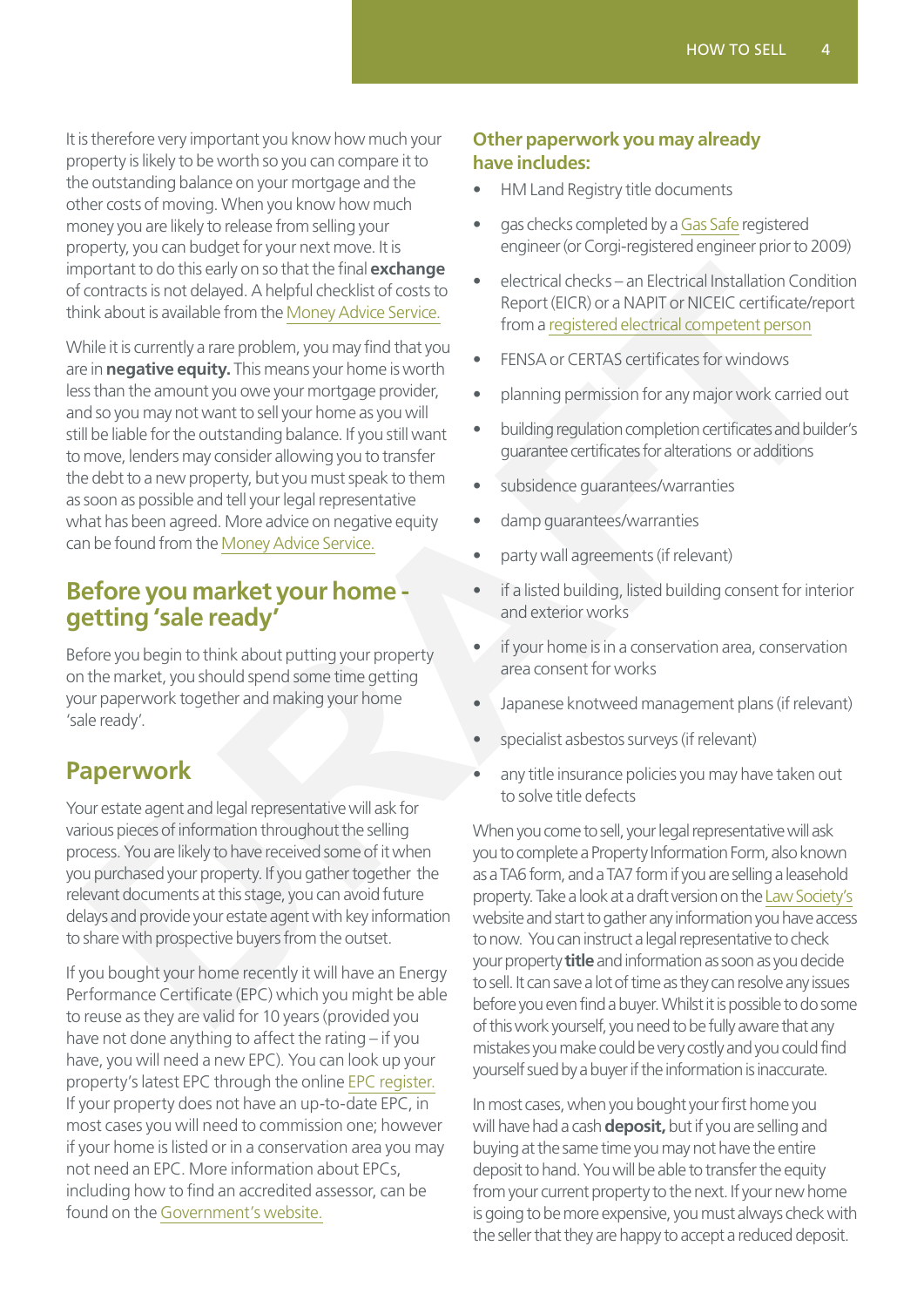It is therefore very important you know how much your property is likely to be worth so you can compare it to the outstanding balance on your mortgage and the other costs of moving. When you know how much money you are likely to release from selling your property, you can budget for your next move. It is important to do this early on so that the final **exchange** of contracts is not delayed. A helpful checklist of costs to think about is available from the Money Advice Service.

While it is currently a rare problem, you may find that you are in **negative equity.** This means your home is worth less than the amount you owe your mortgage provider, and so you may not want to sell your home as you will still be liable for the outstanding balance. If you still want to move, lenders may consider allowing you to transfer the debt to a new property, but you must speak to them as soon as possible and tell your legal representative what has been agreed. More advice on negative equity can be found from the Money Advice Service.

## Before you market your home - getting 'sale ready'

Before you begin to think about putting your property on the market, you should spend some time getting your paperwork together and making your home 'sale ready'.

## Paperwork

Your estate agent and legal representative will ask for various pieces of information throughout the selling process. You are likely to have received some of it when you purchased your property. If you gather together the relevant documents at this stage, you can avoid future delays and provide your estate agent with key information to share with prospective buyers from the outset.

If you bought your home recently it will have an Energy Performance Certificate (EPC) which you might be able to reuse as they are valid for 10 years (provided you have not done anything to affect the rating – if you have, you will need a new EPC). You can look up your property's latest EPC through the online EPC register. If your property does not have an up-to-date EPC, in most cases you will need to commission one; however if your home is listed or in a conservation area you may not need an EPC. More information about EPCs, including how to find an accredited assessor, can be found on the Government's website.

### Other paperwork you may already have includes:

- HM Land Registry title documents
- gas checks completed by a Gas Safe registered engineer (or Corgi-registered engineer prior to 2009)
- electrical checks – an Electrical Installation Condition Report (EICR) or a NAPIT or NICEIC certificate/report from a registered electrical competent person
- FENSA or CERTAS certificates for windows
- planning permission for any major work carried out
- building regulation completion certificates and builder's guarantee certificates for alterations or additions
- subsidence guarantees/warranties
- damp guarantees/warranties
- party wall agreements (if relevant)
- if a listed building, listed building consent for interior and exterior works
- if your home is in a conservation area, conservation area consent for works
- Japanese knotweed management plans (if relevant)
- specialist asbestos surveys (if relevant)
- any title insurance policies you may have taken out to solve title defects

When you come to sell, your legal representative will ask you to complete a Property Information Form, also known as a TA6 form, and a TA7 form if you are selling a leasehold property. Take a look at a draft version on the Law Society's website and start to gather any information you have access to now. You can instruct a legal representative to check your property **title** and information as soon as you decide to sell. It can save a lot of time as they can resolve any issues before you even find a buyer. Whilst it is possible to do some of this work yourself, you need to be fully aware that any mistakes you make could be very costly and you could find yourself sued by a buyer if the information is inaccurate.

In most cases, when you bought your first home you will have had a cash **deposit,** but if you are selling and buying at the same time you may not have the entire deposit to hand. You will be able to transfer the equity from your current property to the next. If your new home is going to be more expensive, you must always check with the seller that they are happy to accept a reduced deposit.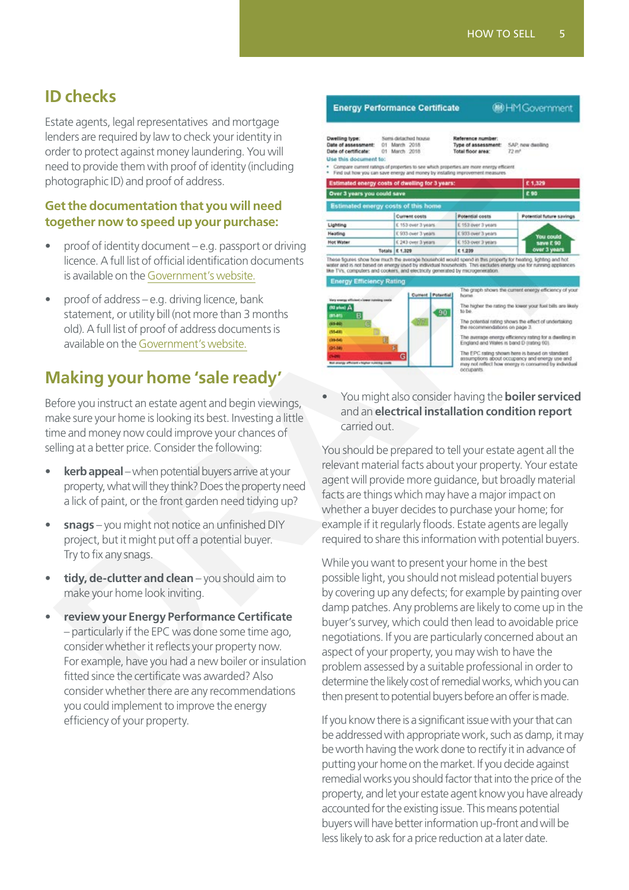## ID checks

Estate agents, legal representatives and mortgage lenders are required by law to check your identity in order to protect against money laundering. You will need to provide them with proof of identity (including photographic ID) and proof of address.

### Get the documentation that you will need together now to speed up your purchase:

- proof of identity document – e.g. passport or driving licence. A full list of official identification documents is available on the Government's website.
- proof of address – e.g. driving licence, bank statement, or utility bill (not more than 3 months old). A full list of proof of address documents is available on the Government's website.

## Making your home 'sale ready'

Before you instruct an estate agent and begin viewings, make sure your home is looking its best. Investing a little time and money now could improve your chances of selling at a better price. Consider the following:

- **kerb appeal** – when potential buyers arrive at your property, what will they think? Does the property need a lick of paint, or the front garden need tidying up?
- **snags** – you might not notice an unfinished DIY project, but it might put off a potential buyer. Try to fix any snags.
- **tidy, de-clutter and clean** – you should aim to make your home look inviting.
- **review your Energy Performance Certificate** – particularly if the EPC was done some time ago, consider whether it reflects your property now. For example, have you had a new boiler or insulation fitted since the certificate was awarded? Also consider whether there are any recommendations you could implement to improve the energy efficiency of your property.
- You might also consider having the **boiler serviced** and an **electrical installation condition report** carried out.

You should be prepared to tell your estate agent all the relevant material facts about your property. Your estate agent will provide more guidance, but broadly material facts are things which may have a major impact on whether a buyer decides to purchase your home; for example if it regularly floods. Estate agents are legally required to share this information with potential buyers.

While you want to present your home in the best possible light, you should not mislead potential buyers by covering up any defects; for example by painting over damp patches. Any problems are likely to come up in the buyer's survey, which could then lead to avoidable price negotiations. If you are particularly concerned about an aspect of your property, you may wish to have the problem assessed by a suitable professional in order to determine the likely cost of remedial works, which you can then present to potential buyers before an offer is made.

If you know there is a significant issue with your that can be addressed with appropriate work, such as damp, it may be worth having the work done to rectify it in advance of putting your home on the market. If you decide against remedial works you should factor that into the price of the property, and let your estate agent know you have already accounted for the existing issue. This means potential buyers will have better information up-front and will be less likely to ask for a price reduction at a later date.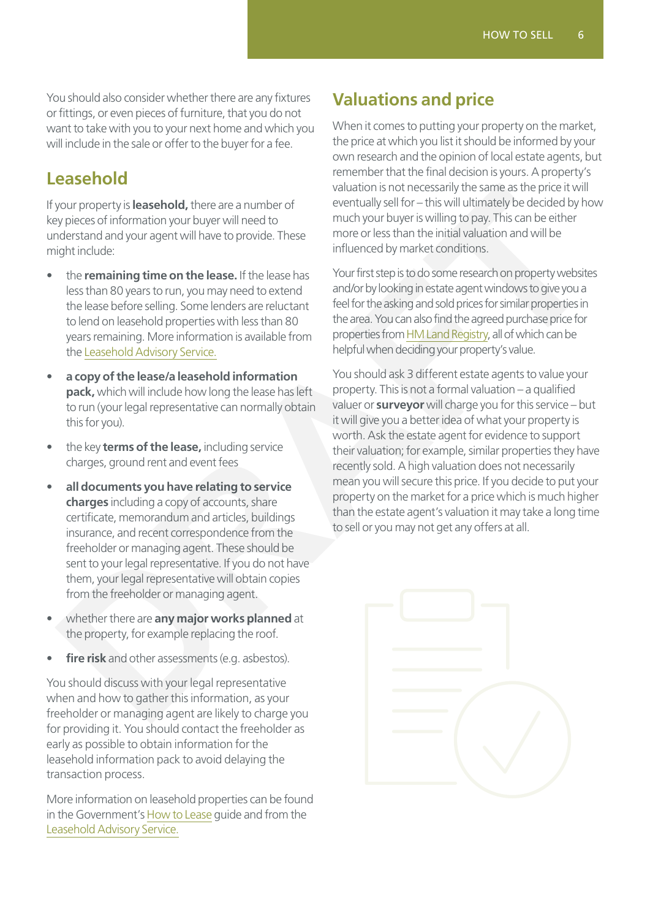You should also consider whether there are any fixtures or fittings, or even pieces of furniture, that you do not want to take with you to your next home and which you will include in the sale or offer to the buyer for a fee.

## Leasehold

If your property is **leasehold,** there are a number of key pieces of information your buyer will need to understand and your agent will have to provide. These might include:

- the **remaining time on the lease.** If the lease has less than 80 years to run, you may need to extend the lease before selling. Some lenders are reluctant to lend on leasehold properties with less than 80 years remaining. More information is available from the Leasehold Advisory Service.
- **a copy of the lease/a leasehold information pack,** which will include how long the lease has left to run (your legal representative can normally obtain this for you).
- the key **terms of the lease,** including service charges, ground rent and event fees
- **all documents you have relating to service charges** including a copy of accounts, share certificate, memorandum and articles, buildings insurance, and recent correspondence from the freeholder or managing agent. These should be sent to your legal representative. If you do not have them, your legal representative will obtain copies from the freeholder or managing agent.
- whether there are **any major works planned** at the property, for example replacing the roof.
- **fire risk** and other assessments (e.g. asbestos).

You should discuss with your legal representative when and how to gather this information, as your freeholder or managing agent are likely to charge you for providing it. You should contact the freeholder as early as possible to obtain information for the leasehold information pack to avoid delaying the transaction process.

More information on leasehold properties can be found in the Government's How to Lease guide and from the Leasehold Advisory Service.

## Valuations and price

When it comes to putting your property on the market, the price at which you list it should be informed by your own research and the opinion of local estate agents, but remember that the final decision is yours. A property's valuation is not necessarily the same as the price it will eventually sell for – this will ultimately be decided by how much your buyer is willing to pay. This can be either more or less than the initial valuation and will be influenced by market conditions.

Your first step is to do some research on property websites and/or by looking in estate agent windows to give you a feel for the asking and sold prices for similar properties in the area. You can also find the agreed purchase price for properties from HM Land Registry, all of which can be helpful when deciding your property's value.

You should ask 3 different estate agents to value your property. This is not a formal valuation – a qualified valuer or **surveyor** will charge you for this service – but it will give you a better idea of what your property is worth. Ask the estate agent for evidence to support their valuation; for example, similar properties they have recently sold. A high valuation does not necessarily mean you will secure this price. If you decide to put your property on the market for a price which is much higher than the estate agent's valuation it may take a long time to sell or you may not get any offers at all.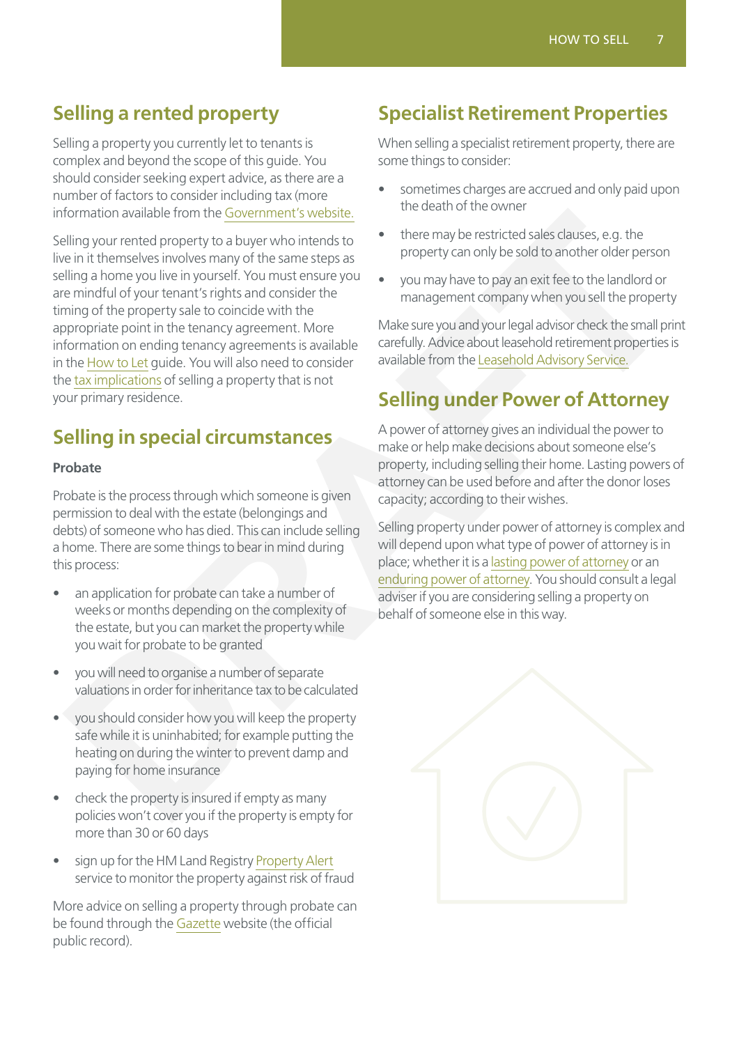## Selling a rented property

Selling a property you currently let to tenants is complex and beyond the scope of this guide. You should consider seeking expert advice, as there are a number of factors to consider including tax (more information available from the Government's website.

Selling your rented property to a buyer who intends to live in it themselves involves many of the same steps as selling a home you live in yourself. You must ensure you are mindful of your tenant's rights and consider the timing of the property sale to coincide with the appropriate point in the tenancy agreement. More information on ending tenancy agreements is available in the How to Let guide. You will also need to consider the tax implications of selling a property that is not your primary residence.

## Selling in special circumstances

### Probate

Probate is the process through which someone is given permission to deal with the estate (belongings and debts) of someone who has died. This can include selling a home. There are some things to bear in mind during this process:

- an application for probate can take a number of weeks or months depending on the complexity of the estate, but you can market the property while you wait for probate to be granted
- you will need to organise a number of separate valuations in order for inheritance tax to be calculated
- you should consider how you will keep the property safe while it is uninhabited; for example putting the heating on during the winter to prevent damp and paying for home insurance
- check the property is insured if empty as many policies won't cover you if the property is empty for more than 30 or 60 days
- sign up for the HM Land Registry Property Alert service to monitor the property against risk of fraud

More advice on selling a property through probate can be found through the Gazette website (the official public record).

## Specialist Retirement Properties

When selling a specialist retirement property, there are some things to consider:

- sometimes charges are accrued and only paid upon the death of the owner
- there may be restricted sales clauses, e.g. the property can only be sold to another older person
- you may have to pay an exit fee to the landlord or management company when you sell the property

Make sure you and your legal advisor check the small print carefully. Advice about leasehold retirement properties is available from the Leasehold Advisory Service.

## Selling under Power of Attorney

A power of attorney gives an individual the power to make or help make decisions about someone else's property, including selling their home. Lasting powers of attorney can be used before and after the donor loses capacity; according to their wishes.

Selling property under power of attorney is complex and will depend upon what type of power of attorney is in place; whether it is a lasting power of attorney or an enduring power of attorney. You should consult a legal adviser if you are considering selling a property on behalf of someone else in this way.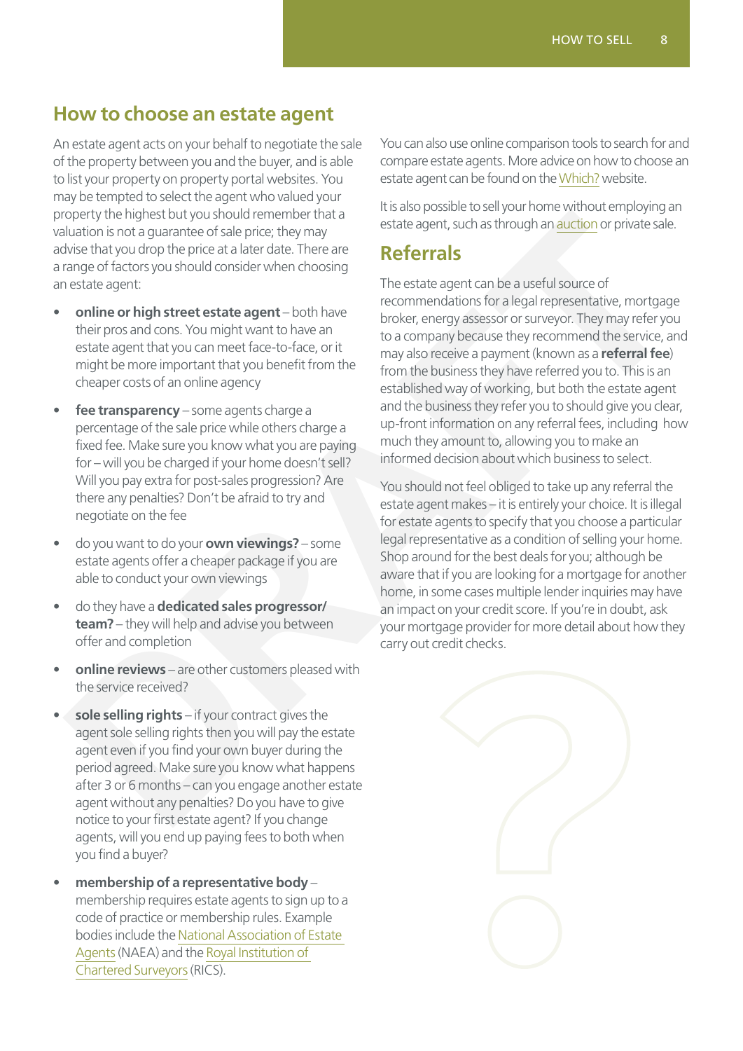## How to choose an estate agent

An estate agent acts on your behalf to negotiate the sale of the property between you and the buyer, and is able to list your property on property portal websites. You may be tempted to select the agent who valued your property the highest but you should remember that a valuation is not a guarantee of sale price; they may advise that you drop the price at a later date. There are a range of factors you should consider when choosing an estate agent:

- **online or high street estate agent** – both have their pros and cons. You might want to have an estate agent that you can meet face-to-face, or it might be more important that you benefit from the cheaper costs of an online agency
- **fee transparency** – some agents charge a percentage of the sale price while others charge a fixed fee. Make sure you know what you are paying for – will you be charged if your home doesn't sell? Will you pay extra for post-sales progression? Are there any penalties? Don't be afraid to try and negotiate on the fee
- do you want to do your **own viewings?** – some estate agents offer a cheaper package if you are able to conduct your own viewings
- do they have a **dedicated sales progressor/ team?** – they will help and advise you between offer and completion
- **online reviews** – are other customers pleased with the service received?
- **sole selling rights** – if your contract gives the agent sole selling rights then you will pay the estate agent even if you find your own buyer during the period agreed. Make sure you know what happens after 3 or 6 months – can you engage another estate agent without any penalties? Do you have to give notice to your first estate agent? If you change agents, will you end up paying fees to both when you find a buyer?
- **membership of a representative body** – membership requires estate agents to sign up to a code of practice or membership rules. Example bodies include the National Association of Estate Agents (NAEA) and the Royal Institution of Chartered Surveyors (RICS).

You can also use online comparison tools to search for and compare estate agents. More advice on how to choose an estate agent can be found on the Which? website.

It is also possible to sell your home without employing an estate agent, such as through an auction or private sale.

## Referrals

The estate agent can be a useful source of recommendations for a legal representative, mortgage broker, energy assessor or surveyor. They may refer you to a company because they recommend the service, and may also receive a payment (known as a **referral fee**) from the business they have referred you to. This is an established way of working, but both the estate agent and the business they refer you to should give you clear, up-front information on any referral fees, including how much they amount to, allowing you to make an informed decision about which business to select.

You should not feel obliged to take up any referral the estate agent makes – it is entirely your choice. It is illegal for estate agents to specify that you choose a particular legal representative as a condition of selling your home. Shop around for the best deals for you; although be aware that if you are looking for a mortgage for another home, in some cases multiple lender inquiries may have an impact on your credit score. If you're in doubt, ask your mortgage provider for more detail about how they carry out credit checks.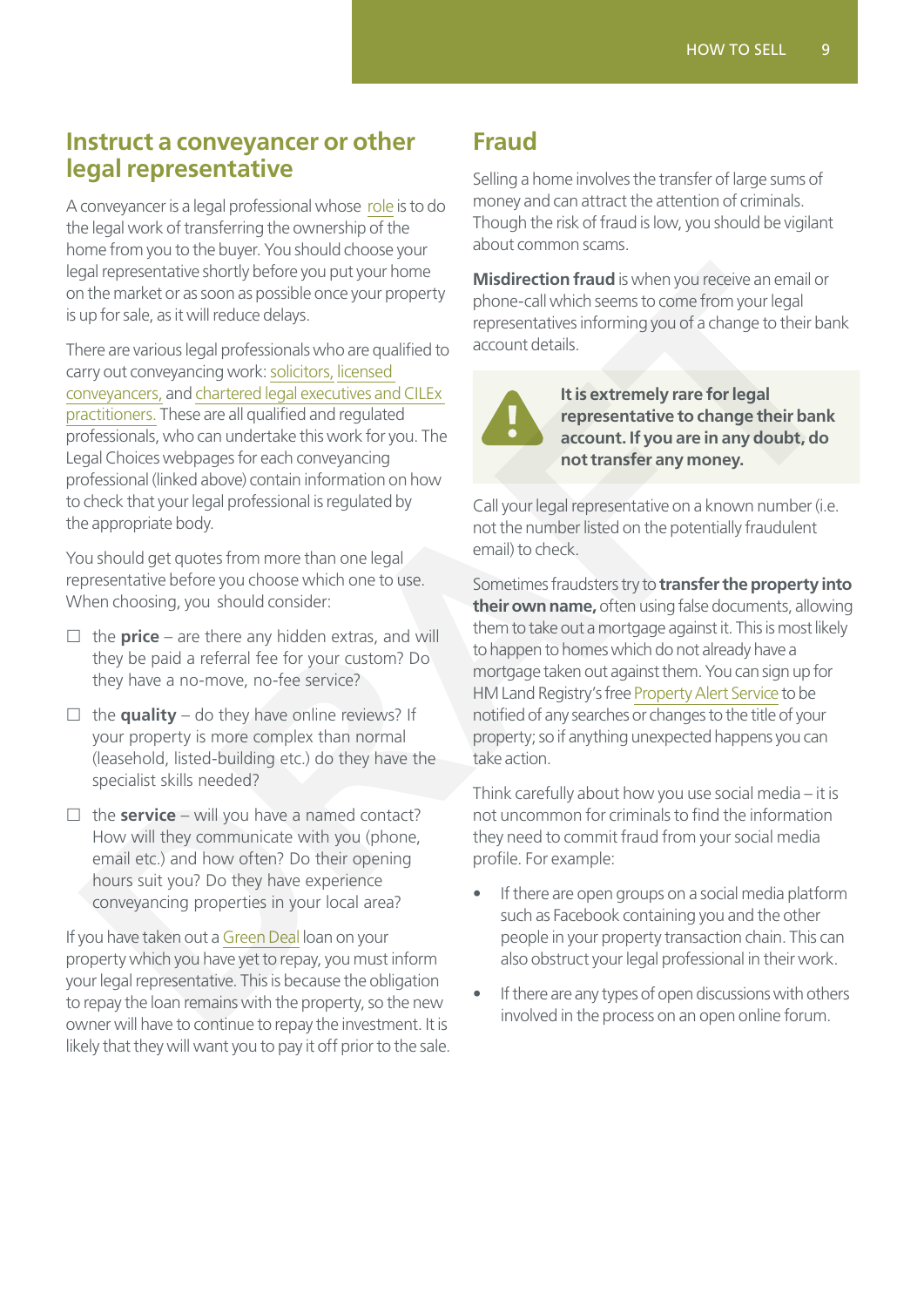## Instruct a conveyancer or other legal representative

A conveyancer is a legal professional whose role is to do the legal work of transferring the ownership of the home from you to the buyer. You should choose your legal representative shortly before you put your home on the market or as soon as possible once your property is up for sale, as it will reduce delays.

There are various legal professionals who are qualified to carry out conveyancing work: solicitors, licensed conveyancers, and chartered legal executives and CILEx practitioners. These are all qualified and regulated professionals, who can undertake this work for you. The Legal Choices webpages for each conveyancing professional (linked above) contain information on how to check that your legal professional is regulated by the appropriate body.

You should get quotes from more than one legal representative before you choose which one to use. When choosing, you should consider:

- ☐ the **price** – are there any hidden extras, and will they be paid a referral fee for your custom? Do they have a no-move, no-fee service?
- ☐ the **quality** – do they have online reviews? If your property is more complex than normal (leasehold, listed-building etc.) do they have the specialist skills needed?
- ☐ the **service** – will you have a named contact? How will they communicate with you (phone, email etc.) and how often? Do their opening hours suit you? Do they have experience conveyancing properties in your local area?

If you have taken out a Green Deal loan on your property which you have yet to repay, you must inform your legal representative. This is because the obligation to repay the loan remains with the property, so the new owner will have to continue to repay the investment. It is likely that they will want you to pay it off prior to the sale.

## Fraud

Selling a home involves the transfer of large sums of money and can attract the attention of criminals. Though the risk of fraud is low, you should be vigilant about common scams.

**Misdirection fraud** is when you receive an email or phone-call which seems to come from your legal representatives informing you of a change to their bank account details.

> **It is extremely rare for legal representative to change their bank account. If you are in any doubt, do not transfer any money.**

Call your legal representative on a known number (i.e. not the number listed on the potentially fraudulent email) to check.

Sometimes fraudsters try to **transfer the property into their own name,** often using false documents, allowing them to take out a mortgage against it. This is most likely to happen to homes which do not already have a mortgage taken out against them. You can sign up for HM Land Registry's free Property Alert Service to be notified of any searches or changes to the title of your property; so if anything unexpected happens you can take action.

Think carefully about how you use social media – it is not uncommon for criminals to find the information they need to commit fraud from your social media profile. For example:

- If there are open groups on a social media platform such as Facebook containing you and the other people in your property transaction chain. This can also obstruct your legal professional in their work.
- If there are any types of open discussions with others involved in the process on an open online forum.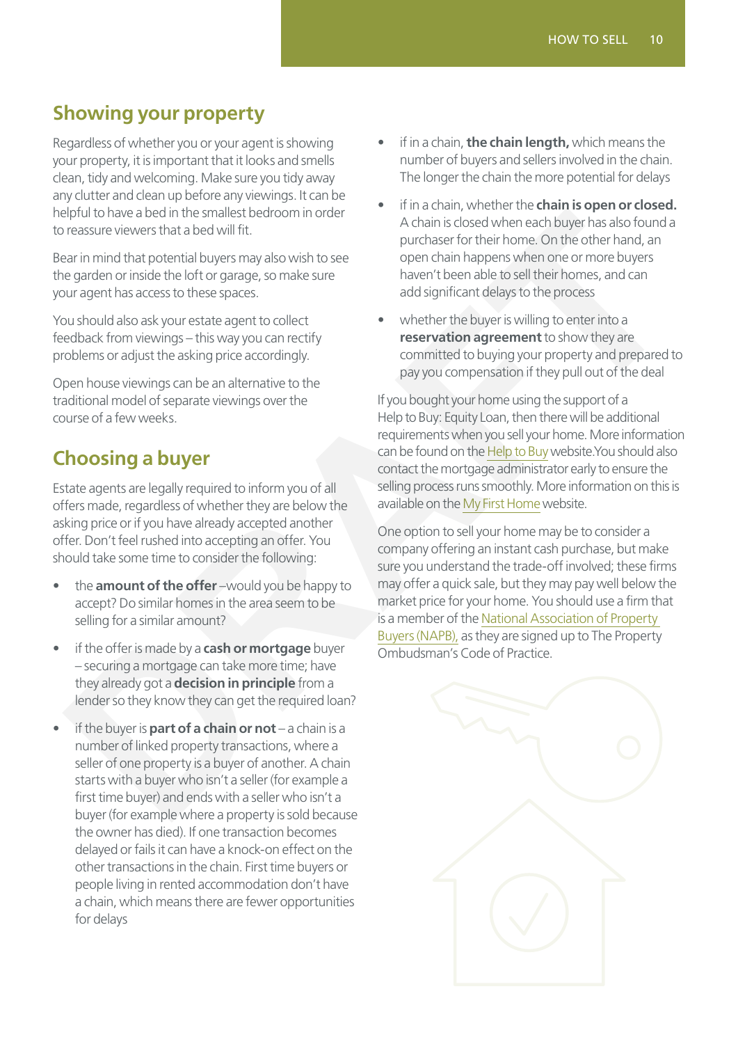## Showing your property

Regardless of whether you or your agent is showing your property, it is important that it looks and smells clean, tidy and welcoming. Make sure you tidy away any clutter and clean up before any viewings. It can be helpful to have a bed in the smallest bedroom in order to reassure viewers that a bed will fit.

Bear in mind that potential buyers may also wish to see the garden or inside the loft or garage, so make sure your agent has access to these spaces.

You should also ask your estate agent to collect feedback from viewings – this way you can rectify problems or adjust the asking price accordingly.

Open house viewings can be an alternative to the traditional model of separate viewings over the course of a few weeks.

## Choosing a buyer

Estate agents are legally required to inform you of all offers made, regardless of whether they are below the asking price or if you have already accepted another offer. Don't feel rushed into accepting an offer. You should take some time to consider the following:

- the **amount of the offer** –would you be happy to accept? Do similar homes in the area seem to be selling for a similar amount?
- if the offer is made by a **cash or mortgage** buyer – securing a mortgage can take more time; have they already got a **decision in principle** from a lender so they know they can get the required loan?
- if the buyer is **part of a chain or not** – a chain is a number of linked property transactions, where a seller of one property is a buyer of another. A chain starts with a buyer who isn't a seller (for example a first time buyer) and ends with a seller who isn't a buyer (for example where a property is sold because the owner has died). If one transaction becomes delayed or fails it can have a knock-on effect on the other transactions in the chain. First time buyers or people living in rented accommodation don't have a chain, which means there are fewer opportunities for delays
- if in a chain, **the chain length,** which means the number of buyers and sellers involved in the chain. The longer the chain the more potential for delays
- if in a chain, whether the **chain is open or closed.** A chain is closed when each buyer has also found a purchaser for their home. On the other hand, an open chain happens when one or more buyers haven't been able to sell their homes, and can add significant delays to the process
- whether the buyer is willing to enter into a **reservation agreement** to show they are committed to buying your property and prepared to pay you compensation if they pull out of the deal

If you bought your home using the support of a Help to Buy: Equity Loan, then there will be additional requirements when you sell your home. More information can be found on the Help to Buy website.You should also contact the mortgage administrator early to ensure the selling process runs smoothly. More information on this is available on the My First Home website.

One option to sell your home may be to consider a company offering an instant cash purchase, but make sure you understand the trade-off involved; these firms may offer a quick sale, but they may pay well below the market price for your home. You should use a firm that is a member of the National Association of Property Buyers (NAPB), as they are signed up to The Property Ombudsman's Code of Practice.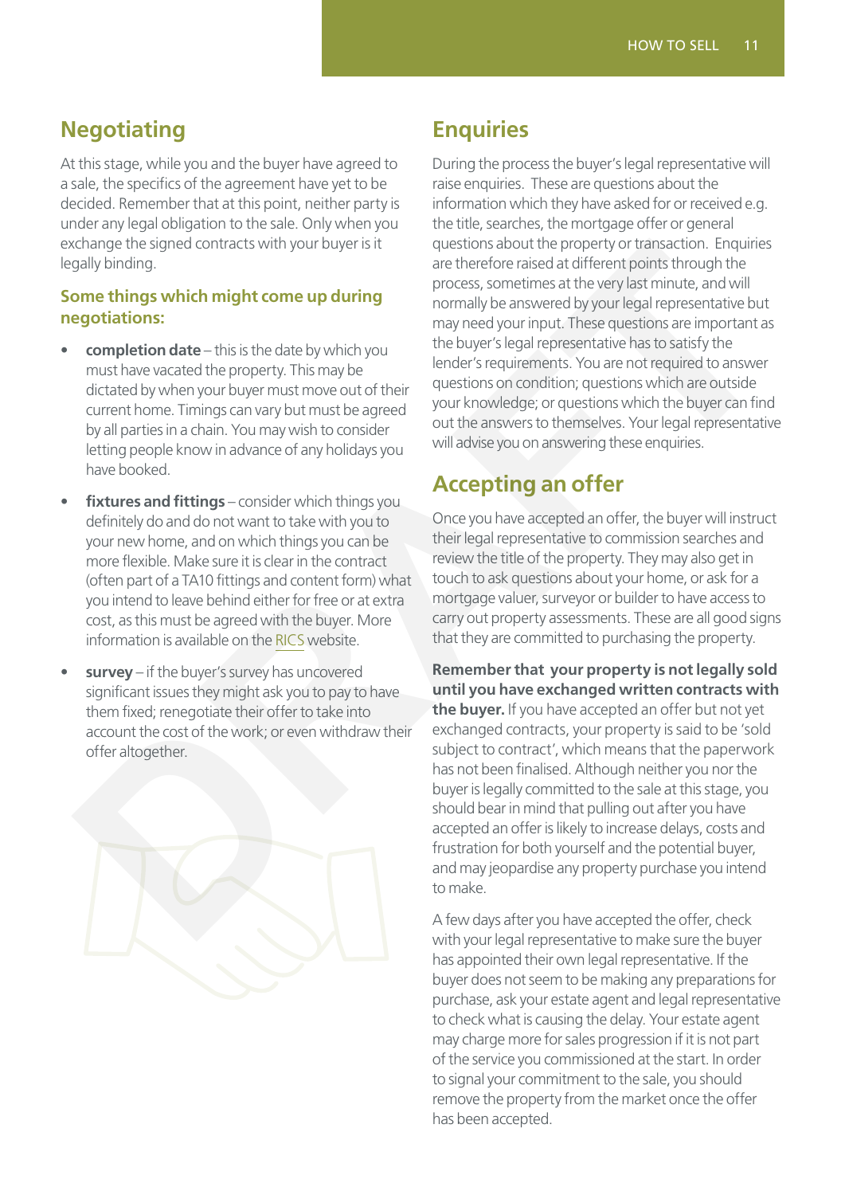## Negotiating

At this stage, while you and the buyer have agreed to a sale, the specifics of the agreement have yet to be decided. Remember that at this point, neither party is under any legal obligation to the sale. Only when you exchange the signed contracts with your buyer is it legally binding.

### Some things which might come up during negotiations:

- **completion date** – this is the date by which you must have vacated the property. This may be dictated by when your buyer must move out of their current home. Timings can vary but must be agreed by all parties in a chain. You may wish to consider letting people know in advance of any holidays you have booked.
- **fixtures and fittings** – consider which things you definitely do and do not want to take with you to your new home, and on which things you can be more flexible. Make sure it is clear in the contract (often part of a TA10 fittings and content form) what you intend to leave behind either for free or at extra cost, as this must be agreed with the buyer. More information is available on the RICS website.
- **survey** – if the buyer's survey has uncovered significant issues they might ask you to pay to have them fixed; renegotiate their offer to take into account the cost of the work; or even withdraw their offer altogether.

## Enquiries

During the process the buyer's legal representative will raise enquiries. These are questions about the information which they have asked for or received e.g. the title, searches, the mortgage offer or general questions about the property or transaction. Enquiries are therefore raised at different points through the process, sometimes at the very last minute, and will normally be answered by your legal representative but may need your input. These questions are important as the buyer's legal representative has to satisfy the lender's requirements. You are not required to answer questions on condition; questions which are outside your knowledge; or questions which the buyer can find out the answers to themselves. Your legal representative will advise you on answering these enquiries.

## Accepting an offer

Once you have accepted an offer, the buyer will instruct their legal representative to commission searches and review the title of the property. They may also get in touch to ask questions about your home, or ask for a mortgage valuer, surveyor or builder to have access to carry out property assessments. These are all good signs that they are committed to purchasing the property.

**Remember that your property is not legally sold until you have exchanged written contracts with the buyer.** If you have accepted an offer but not yet exchanged contracts, your property is said to be 'sold subject to contract', which means that the paperwork has not been finalised. Although neither you nor the buyer is legally committed to the sale at this stage, you should bear in mind that pulling out after you have accepted an offer is likely to increase delays, costs and frustration for both yourself and the potential buyer, and may jeopardise any property purchase you intend to make.

A few days after you have accepted the offer, check with your legal representative to make sure the buyer has appointed their own legal representative. If the buyer does not seem to be making any preparations for purchase, ask your estate agent and legal representative to check what is causing the delay. Your estate agent may charge more for sales progression if it is not part of the service you commissioned at the start. In order to signal your commitment to the sale, you should remove the property from the market once the offer has been accepted.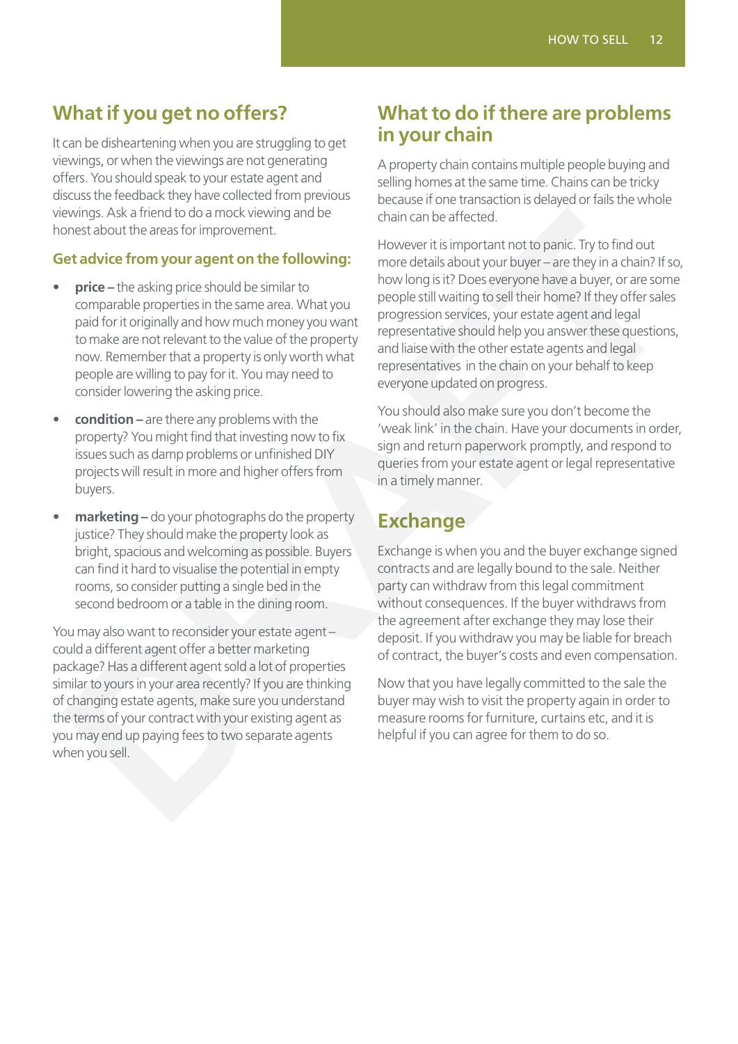## What if you get no offers?

It can be disheartening when you are struggling to get viewings, or when the viewings are not generating offers. You should speak to your estate agent and discuss the feedback they have collected from previous viewings. Ask a friend to do a mock viewing and be honest about the areas for improvement.

### Get advice from your agent on the following:

- **price –** the asking price should be similar to comparable properties in the same area. What you paid for it originally and how much money you want to make are not relevant to the value of the property now. Remember that a property is only worth what people are willing to pay for it. You may need to consider lowering the asking price.
- **condition –** are there any problems with the property? You might find that investing now to fix issues such as damp problems or unfinished DIY projects will result in more and higher offers from buyers.
- **marketing –** do your photographs do the property justice? They should make the property look as bright, spacious and welcoming as possible. Buyers can find it hard to visualise the potential in empty rooms, so consider putting a single bed in the second bedroom or a table in the dining room.

You may also want to reconsider your estate agent – could a different agent offer a better marketing package? Has a different agent sold a lot of properties similar to yours in your area recently? If you are thinking of changing estate agents, make sure you understand the terms of your contract with your existing agent as you may end up paying fees to two separate agents when you sell.

## What to do if there are problems in your chain

A property chain contains multiple people buying and selling homes at the same time. Chains can be tricky because if one transaction is delayed or fails the whole chain can be affected.

However it is important not to panic. Try to find out more details about your buyer – are they in a chain? If so, how long is it? Does everyone have a buyer, or are some people still waiting to sell their home? If they offer sales progression services, your estate agent and legal representative should help you answer these questions, and liaise with the other estate agents and legal representatives in the chain on your behalf to keep everyone updated on progress.

You should also make sure you don't become the 'weak link' in the chain. Have your documents in order, sign and return paperwork promptly, and respond to queries from your estate agent or legal representative in a timely manner.

## Exchange

Exchange is when you and the buyer exchange signed contracts and are legally bound to the sale. Neither party can withdraw from this legal commitment without consequences. If the buyer withdraws from the agreement after exchange they may lose their deposit. If you withdraw you may be liable for breach of contract, the buyer's costs and even compensation.

Now that you have legally committed to the sale the buyer may wish to visit the property again in order to measure rooms for furniture, curtains etc, and it is helpful if you can agree for them to do so.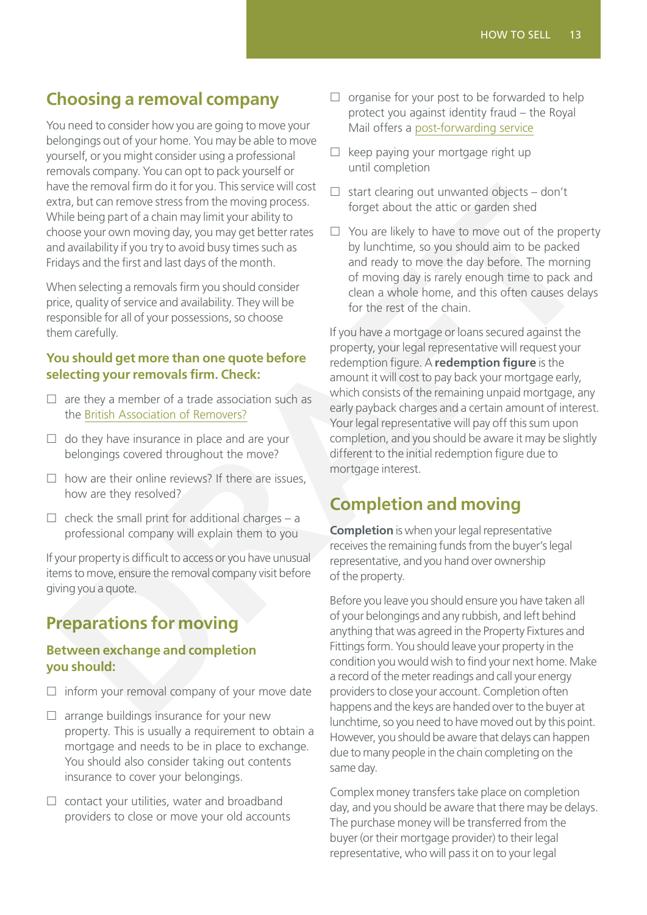## Choosing a removal company

You need to consider how you are going to move your belongings out of your home. You may be able to move yourself, or you might consider using a professional removals company. You can opt to pack yourself or have the removal firm do it for you. This service will cost extra, but can remove stress from the moving process. While being part of a chain may limit your ability to choose your own moving day, you may get better rates and availability if you try to avoid busy times such as Fridays and the first and last days of the month.

When selecting a removals firm you should consider price, quality of service and availability. They will be responsible for all of your possessions, so choose them carefully.

### You should get more than one quote before selecting your removals firm. Check:

- ☐ are they a member of a trade association such as the British Association of Removers?
- ☐ do they have insurance in place and are your belongings covered throughout the move?
- ☐ how are their online reviews? If there are issues, how are they resolved?
- ☐ check the small print for additional charges – a professional company will explain them to you

If your property is difficult to access or you have unusual items to move, ensure the removal company visit before giving you a quote.

## Preparations for moving

### Between exchange and completion you should:

- ☐ inform your removal company of your move date
- ☐ arrange buildings insurance for your new property. This is usually a requirement to obtain a mortgage and needs to be in place to exchange. You should also consider taking out contents insurance to cover your belongings.
- ☐ contact your utilities, water and broadband providers to close or move your old accounts
- ☐ organise for your post to be forwarded to help protect you against identity fraud – the Royal Mail offers a post-forwarding service
- ☐ keep paying your mortgage right up until completion
- ☐ start clearing out unwanted objects – don't forget about the attic or garden shed
- ☐ You are likely to have to move out of the property by lunchtime, so you should aim to be packed and ready to move the day before. The morning of moving day is rarely enough time to pack and clean a whole home, and this often causes delays for the rest of the chain.

If you have a mortgage or loans secured against the property, your legal representative will request your redemption figure. A **redemption figure** is the amount it will cost to pay back your mortgage early, which consists of the remaining unpaid mortgage, any early payback charges and a certain amount of interest. Your legal representative will pay off this sum upon completion, and you should be aware it may be slightly different to the initial redemption figure due to mortgage interest.

## Completion and moving

**Completion** is when your legal representative receives the remaining funds from the buyer's legal representative, and you hand over ownership of the property.

Before you leave you should ensure you have taken all of your belongings and any rubbish, and left behind anything that was agreed in the Property Fixtures and Fittings form. You should leave your property in the condition you would wish to find your next home. Make a record of the meter readings and call your energy providers to close your account. Completion often happens and the keys are handed over to the buyer at lunchtime, so you need to have moved out by this point. However, you should be aware that delays can happen due to many people in the chain completing on the same day.

Complex money transfers take place on completion day, and you should be aware that there may be delays. The purchase money will be transferred from the buyer (or their mortgage provider) to their legal representative, who will pass it on to your legal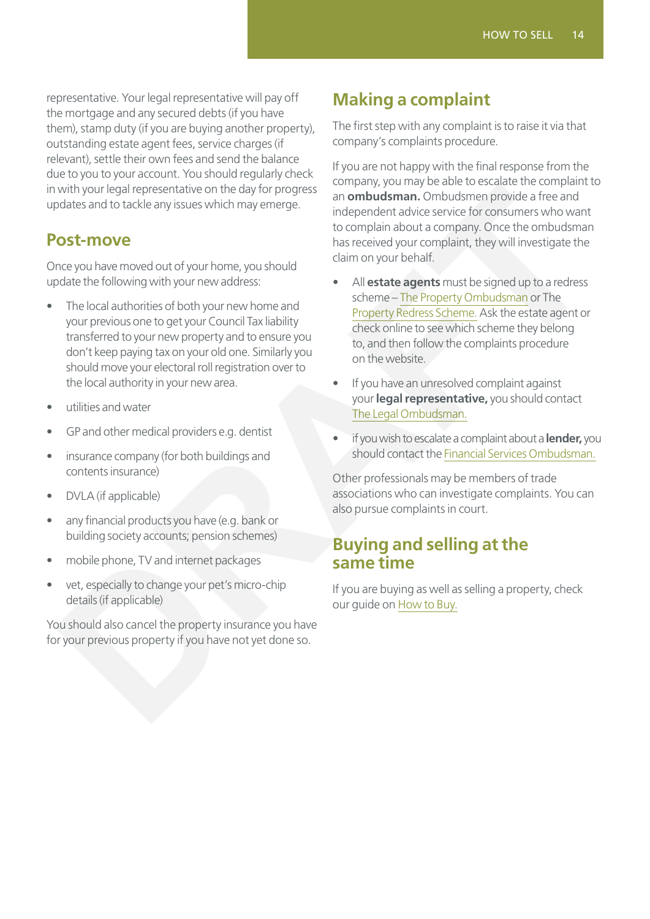representative. Your legal representative will pay off the mortgage and any secured debts (if you have them), stamp duty (if you are buying another property), outstanding estate agent fees, service charges (if relevant), settle their own fees and send the balance due to you to your account. You should regularly check in with your legal representative on the day for progress updates and to tackle any issues which may emerge.

## Post-move

Once you have moved out of your home, you should update the following with your new address:

- The local authorities of both your new home and your previous one to get your Council Tax liability transferred to your new property and to ensure you don't keep paying tax on your old one. Similarly you should move your electoral roll registration over to the local authority in your new area.
- utilities and water
- GP and other medical providers e.g. dentist
- insurance company (for both buildings and contents insurance)
- DVLA (if applicable)
- any financial products you have (e.g. bank or building society accounts; pension schemes)
- mobile phone, TV and internet packages
- vet, especially to change your pet's micro-chip details (if applicable)

You should also cancel the property insurance you have for your previous property if you have not yet done so.

## Making a complaint

The first step with any complaint is to raise it via that company's complaints procedure.

If you are not happy with the final response from the company, you may be able to escalate the complaint to an **ombudsman.** Ombudsmen provide a free and independent advice service for consumers who want to complain about a company. Once the ombudsman has received your complaint, they will investigate the claim on your behalf.

- All **estate agents** must be signed up to a redress scheme – The Property Ombudsman or The Property Redress Scheme. Ask the estate agent or check online to see which scheme they belong to, and then follow the complaints procedure on the website.
- If you have an unresolved complaint against your **legal representative,** you should contact The Legal Ombudsman.
- if you wish to escalate a complaint about a **lender,** you should contact the Financial Services Ombudsman.

Other professionals may be members of trade associations who can investigate complaints. You can also pursue complaints in court.

## Buying and selling at the same time

If you are buying as well as selling a property, check our guide on How to Buy.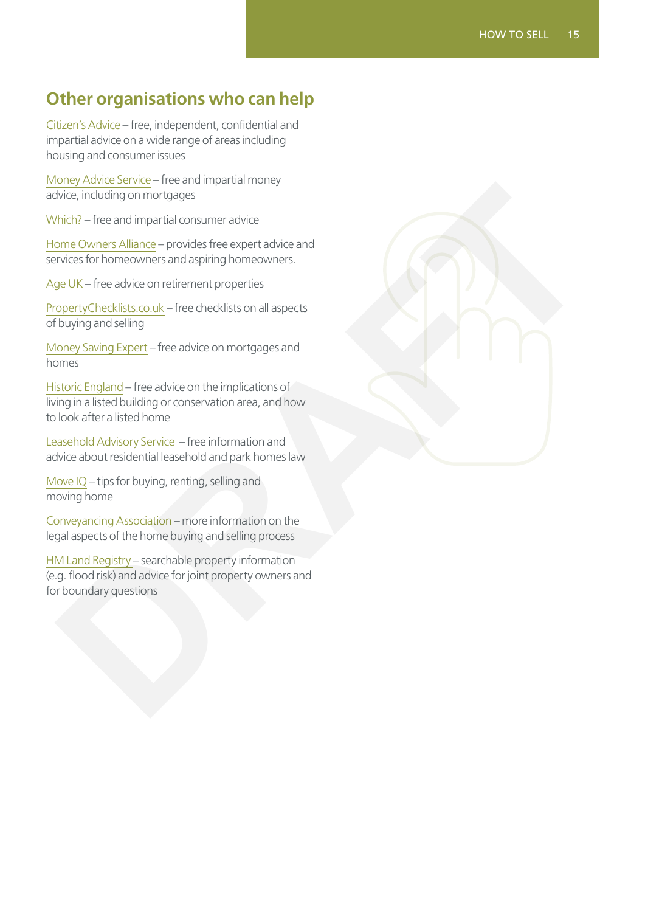## Other organisations who can help

Citizen's Advice – free, independent, confidential and impartial advice on a wide range of areas including housing and consumer issues

Money Advice Service – free and impartial money advice, including on mortgages

Which? – free and impartial consumer advice

Home Owners Alliance – provides free expert advice and services for homeowners and aspiring homeowners.

Age UK – free advice on retirement properties

PropertyChecklists.co.uk – free checklists on all aspects of buying and selling

Money Saving Expert – free advice on mortgages and homes

Historic England – free advice on the implications of living in a listed building or conservation area, and how to look after a listed home

Leasehold Advisory Service – free information and advice about residential leasehold and park homes law

Move IQ – tips for buying, renting, selling and moving home

Conveyancing Association – more information on the legal aspects of the home buying and selling process

HM Land Registry – searchable property information (e.g. flood risk) and advice for joint property owners and for boundary questions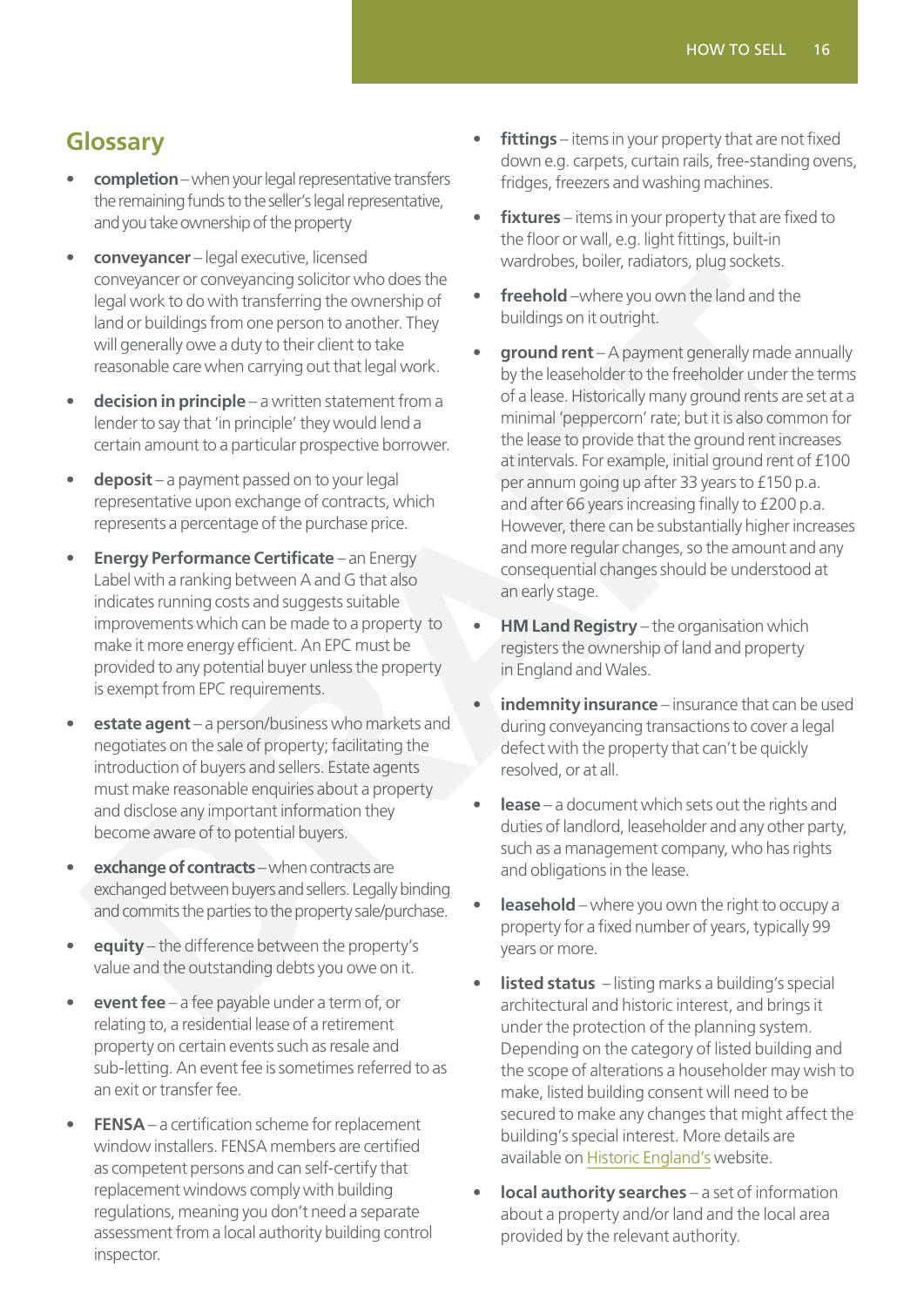## Glossary

- **completion** – when your legal representative transfers the remaining funds to the seller's legal representative, and you take ownership of the property
- **conveyancer** – legal executive, licensed conveyancer or conveyancing solicitor who does the legal work to do with transferring the ownership of land or buildings from one person to another. They will generally owe a duty to their client to take reasonable care when carrying out that legal work.
- **decision in principle** – a written statement from a lender to say that 'in principle' they would lend a certain amount to a particular prospective borrower.
- **deposit** – a payment passed on to your legal representative upon exchange of contracts, which represents a percentage of the purchase price.
- **Energy Performance Certificate** – an Energy Label with a ranking between A and G that also indicates running costs and suggests suitable improvements which can be made to a property to make it more energy efficient. An EPC must be provided to any potential buyer unless the property is exempt from EPC requirements.
- **estate agent** – a person/business who markets and negotiates on the sale of property; facilitating the introduction of buyers and sellers. Estate agents must make reasonable enquiries about a property and disclose any important information they become aware of to potential buyers.
- **exchange of contracts** – when contracts are exchanged between buyers and sellers. Legally binding and commits the parties to the property sale/purchase.
- **equity** – the difference between the property's value and the outstanding debts you owe on it.
- **event fee** – a fee payable under a term of, or relating to, a residential lease of a retirement property on certain events such as resale and sub-letting. An event fee is sometimes referred to as an exit or transfer fee.
- **FENSA** – a certification scheme for replacement window installers. FENSA members are certified as competent persons and can self-certify that replacement windows comply with building regulations, meaning you don't need a separate assessment from a local authority building control inspector.
- **fittings** – items in your property that are not fixed down e.g. carpets, curtain rails, free-standing ovens, fridges, freezers and washing machines.
- **fixtures** – items in your property that are fixed to the floor or wall, e.g. light fittings, built-in wardrobes, boiler, radiators, plug sockets.
- **freehold** –where you own the land and the buildings on it outright.
- **ground rent** – A payment generally made annually by the leaseholder to the freeholder under the terms of a lease. Historically many ground rents are set at a minimal 'peppercorn' rate; but it is also common for the lease to provide that the ground rent increases at intervals. For example, initial ground rent of £100 per annum going up after 33 years to £150 p.a. and after 66 years increasing finally to £200 p.a. However, there can be substantially higher increases and more regular changes, so the amount and any consequential changes should be understood at an early stage.
- **HM Land Registry** – the organisation which registers the ownership of land and property in England and Wales.
- **indemnity insurance** – insurance that can be used during conveyancing transactions to cover a legal defect with the property that can't be quickly resolved, or at all.
- **lease** – a document which sets out the rights and duties of landlord, leaseholder and any other party, such as a management company, who has rights and obligations in the lease.
- **leasehold** – where you own the right to occupy a property for a fixed number of years, typically 99 years or more.
- **listed status** – listing marks a building's special architectural and historic interest, and brings it under the protection of the planning system. Depending on the category of listed building and the scope of alterations a householder may wish to make, listed building consent will need to be secured to make any changes that might affect the building's special interest. More details are available on Historic England's website.
- **local authority searches** – a set of information about a property and/or land and the local area provided by the relevant authority.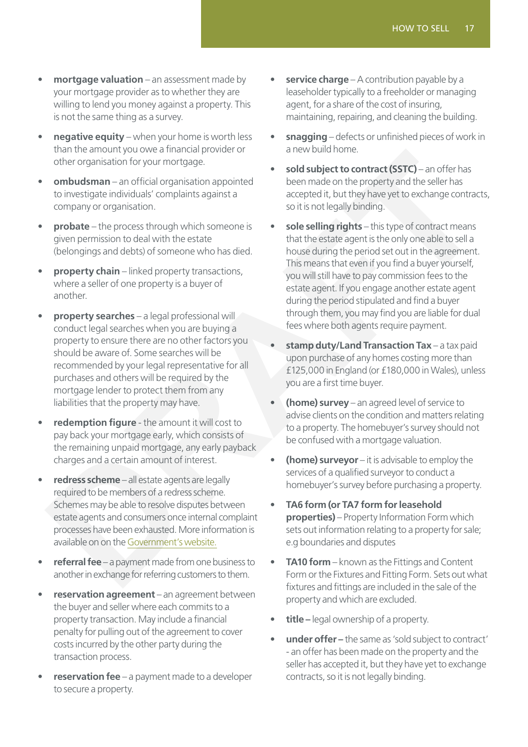- **mortgage valuation** – an assessment made by your mortgage provider as to whether they are willing to lend you money against a property. This is not the same thing as a survey.
- **negative equity** – when your home is worth less than the amount you owe a financial provider or other organisation for your mortgage.
- **ombudsman** – an official organisation appointed to investigate individuals' complaints against a company or organisation.
- **probate** – the process through which someone is given permission to deal with the estate (belongings and debts) of someone who has died.
- **property chain** – linked property transactions, where a seller of one property is a buyer of another.
- **property searches** – a legal professional will conduct legal searches when you are buying a property to ensure there are no other factors you should be aware of. Some searches will be recommended by your legal representative for all purchases and others will be required by the mortgage lender to protect them from any liabilities that the property may have.
- **redemption figure** - the amount it will cost to pay back your mortgage early, which consists of the remaining unpaid mortgage, any early payback charges and a certain amount of interest.
- **redress scheme** – all estate agents are legally required to be members of a redress scheme. Schemes may be able to resolve disputes between estate agents and consumers once internal complaint processes have been exhausted. More information is available on on the Government's website.
- **referral fee** – a payment made from one business to another in exchange for referring customers to them.
- **reservation agreement** – an agreement between the buyer and seller where each commits to a property transaction. May include a financial penalty for pulling out of the agreement to cover costs incurred by the other party during the transaction process.
- **reservation fee** – a payment made to a developer to secure a property.
- **service charge** – A contribution payable by a leaseholder typically to a freeholder or managing agent, for a share of the cost of insuring, maintaining, repairing, and cleaning the building.
- **snagging** – defects or unfinished pieces of work in a new build home.
- **sold subject to contract (SSTC)** – an offer has been made on the property and the seller has accepted it, but they have yet to exchange contracts, so it is not legally binding.
- **sole selling rights** – this type of contract means that the estate agent is the only one able to sell a house during the period set out in the agreement. This means that even if you find a buyer yourself, you will still have to pay commission fees to the estate agent. If you engage another estate agent during the period stipulated and find a buyer through them, you may find you are liable for dual fees where both agents require payment.
- **stamp duty/Land Transaction Tax** – a tax paid upon purchase of any homes costing more than £125,000 in England (or £180,000 in Wales), unless you are a first time buyer.
- **(home) survey** – an agreed level of service to advise clients on the condition and matters relating to a property. The homebuyer's survey should not be confused with a mortgage valuation.
- **(home) surveyor** – it is advisable to employ the services of a qualified surveyor to conduct a homebuyer's survey before purchasing a property.
- **TA6 form (or TA7 form for leasehold properties)** – Property Information Form which sets out information relating to a property for sale; e.g boundaries and disputes
- **TA10 form** – known as the Fittings and Content Form or the Fixtures and Fitting Form. Sets out what fixtures and fittings are included in the sale of the property and which are excluded.
- **title –** legal ownership of a property.
- **under offer –** the same as 'sold subject to contract' - an offer has been made on the property and the seller has accepted it, but they have yet to exchange contracts, so it is not legally binding.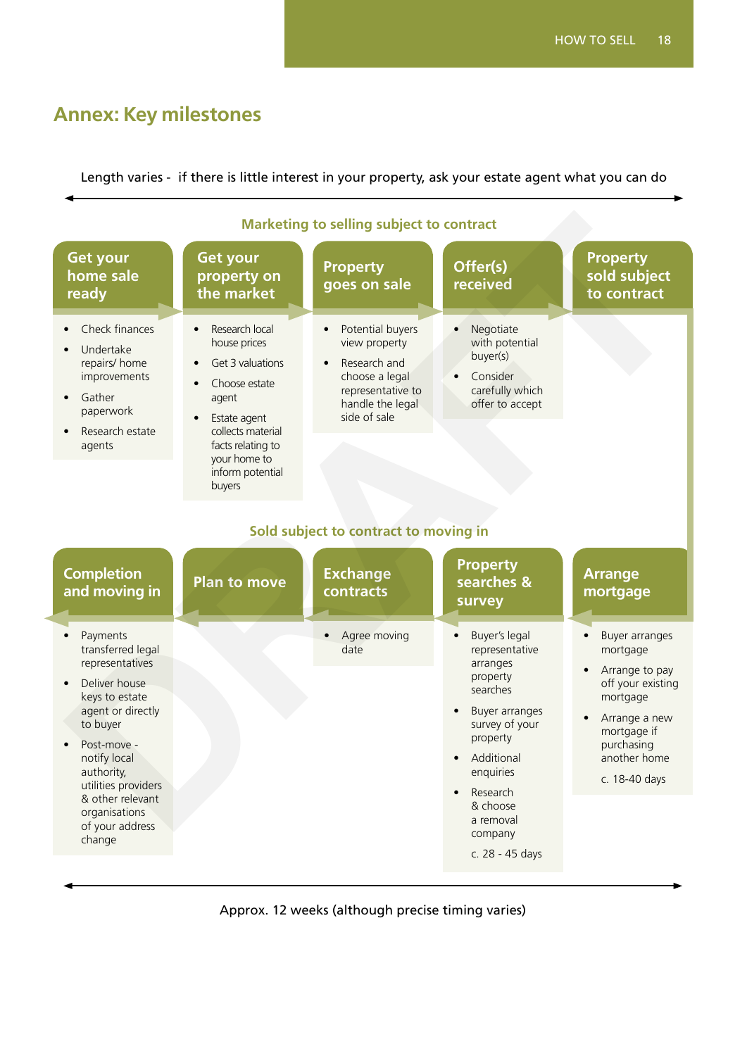# Annex: Key milestones

Length varies - if there is little interest in your property, ask your estate agent what you can do

## Marketing to selling subject to contract

### Get your home sale ready

- Check finances
- Undertake repairs/ home improvements
- Gather paperwork
- Research estate agents

### Get your property on the market

- Research local house prices
- Get 3 valuations
- Choose estate agent
- Estate agent collects material facts relating to your home to inform potential buyers

### Property goes on sale

- Potential buyers view property
- Research and choose a legal representative to handle the legal side of sale

### Offer(s) received

- Negotiate with potential buyer(s)
- Consider carefully which offer to accept

### Property sold subject to contract

## Sold subject to contract to moving in

### Arrange mortgage

- Buyer arranges mortgage
- Arrange to pay off your existing mortgage
- Arrange a new mortgage if purchasing another home

c. 18-40 days

### Property searches & survey

- Buyer's legal representative arranges property searches
- Buyer arranges survey of your property
- Additional enquiries
- Research & choose a removal company

c. 28 - 45 days

### Exchange contracts

- Agree moving date

### Plan to move

### Completion and moving in

- Payments transferred legal representatives
- Deliver house keys to estate agent or directly to buyer
- Post-move - notify local authority, utilities providers & other relevant organisations of your address change

Approx. 12 weeks (although precise timing varies)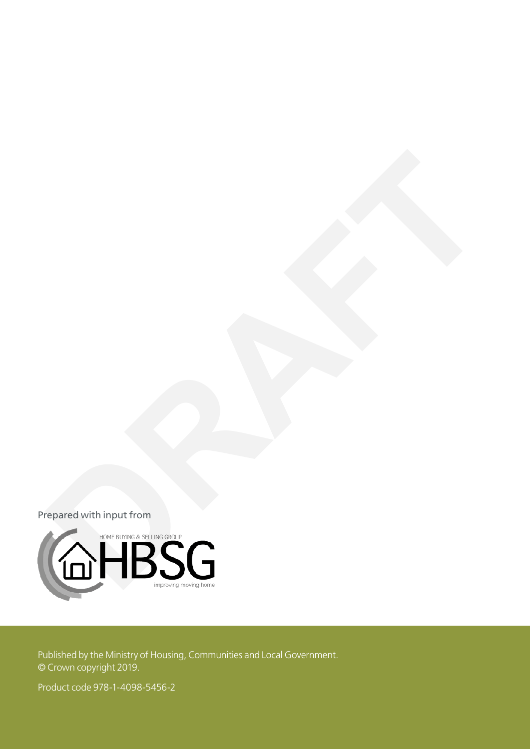Prepared with input from

HOME BUYING & SELLING GROUP

HBSG

improving moving home

Published by the Ministry of Housing, Communities and Local Government.
© Crown copyright 2019.

Product code 978-1-4098-5456-2